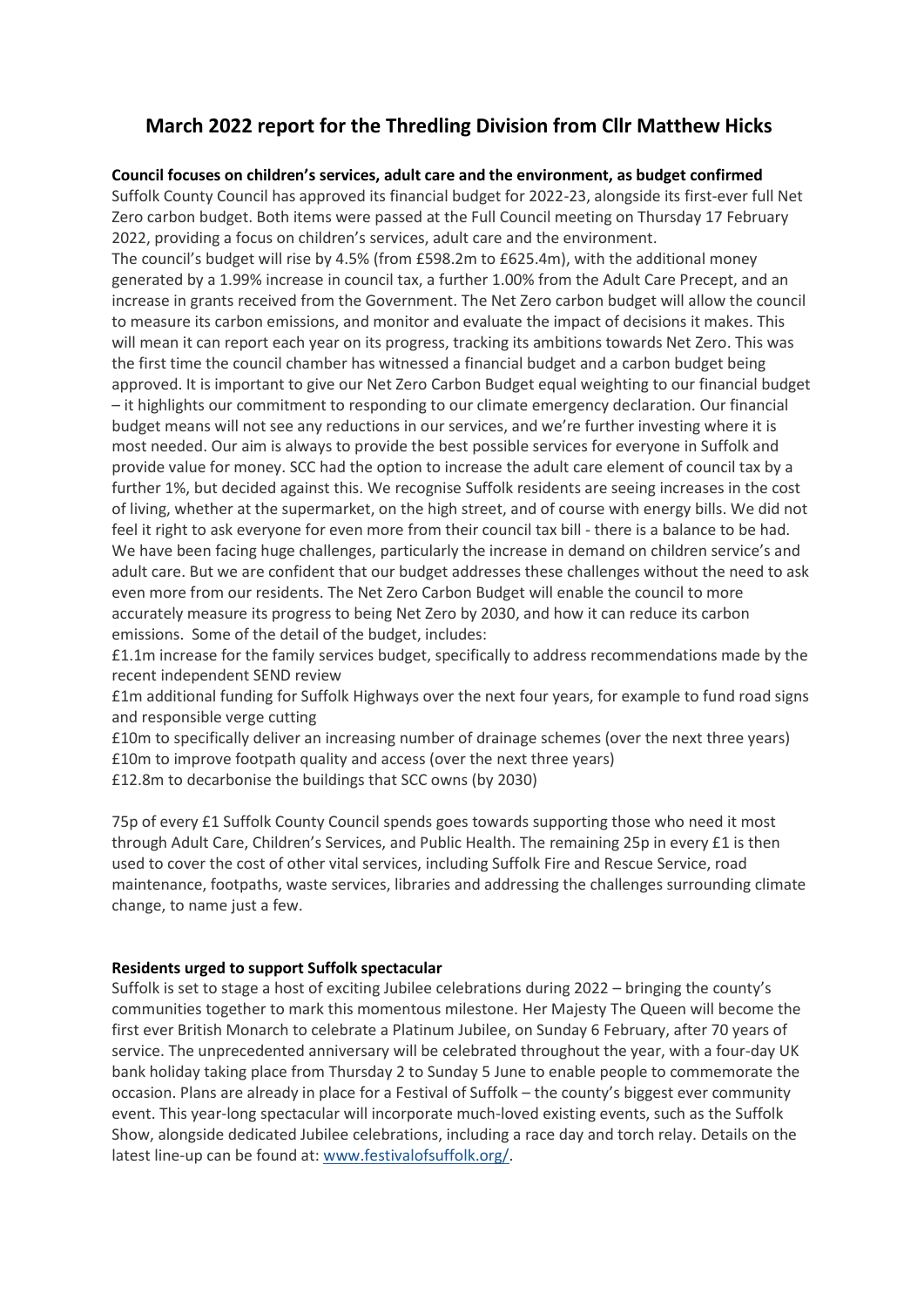# March 2022 report for the Thredling Division from Cllr Matthew Hicks

**Council focuses on children's services, adult care and the environment, as budget confirmed**

Suffolk County Council has approved its financial budget for 2022-23, alongside its first-ever full Net Zero carbon budget. Both items were passed at the Full Council meeting on Thursday 17 February 2022, providing a focus on children's services, adult care and the environment.

The council's budget will rise by 4.5% (from £598.2m to £625.4m), with the additional money generated by a 1.99% increase in council tax, a further 1.00% from the Adult Care Precept, and an increase in grants received from the Government. The Net Zero carbon budget will allow the council to measure its carbon emissions, and monitor and evaluate the impact of decisions it makes. This will mean it can report each year on its progress, tracking its ambitions towards Net Zero. This was the first time the council chamber has witnessed a financial budget and a carbon budget being approved. It is important to give our Net Zero Carbon Budget equal weighting to our financial budget – it highlights our commitment to responding to our climate emergency declaration. Our financial budget means will not see any reductions in our services, and we're further investing where it is most needed. Our aim is always to provide the best possible services for everyone in Suffolk and provide value for money. SCC had the option to increase the adult care element of council tax by a further 1%, but decided against this. We recognise Suffolk residents are seeing increases in the cost of living, whether at the supermarket, on the high street, and of course with energy bills. We did not feel it right to ask everyone for even more from their council tax bill - there is a balance to be had. We have been facing huge challenges, particularly the increase in demand on children service's and adult care. But we are confident that our budget addresses these challenges without the need to ask even more from our residents. The Net Zero Carbon Budget will enable the council to more accurately measure its progress to being Net Zero by 2030, and how it can reduce its carbon emissions. Some of the detail of the budget, includes:

£1.1m increase for the family services budget, specifically to address recommendations made by the recent independent SEND review

£1m additional funding for Suffolk Highways over the next four years, for example to fund road signs and responsible verge cutting

£10m to specifically deliver an increasing number of drainage schemes (over the next three years)

£10m to improve footpath quality and access (over the next three years)

£12.8m to decarbonise the buildings that SCC owns (by 2030)

75p of every £1 Suffolk County Council spends goes towards supporting those who need it most through Adult Care, Children's Services, and Public Health. The remaining 25p in every £1 is then used to cover the cost of other vital services, including Suffolk Fire and Rescue Service, road maintenance, footpaths, waste services, libraries and addressing the challenges surrounding climate change, to name just a few.

**Residents urged to support Suffolk spectacular**

Suffolk is set to stage a host of exciting Jubilee celebrations during 2022 – bringing the county's communities together to mark this momentous milestone. Her Majesty The Queen will become the first ever British Monarch to celebrate a Platinum Jubilee, on Sunday 6 February, after 70 years of service. The unprecedented anniversary will be celebrated throughout the year, with a four-day UK bank holiday taking place from Thursday 2 to Sunday 5 June to enable people to commemorate the occasion. Plans are already in place for a Festival of Suffolk – the county's biggest ever community event. This year-long spectacular will incorporate much-loved existing events, such as the Suffolk Show, alongside dedicated Jubilee celebrations, including a race day and torch relay. Details on the latest line-up can be found at: [www.festivalofsuffolk.org/](www.festivalofsuffolk.org/).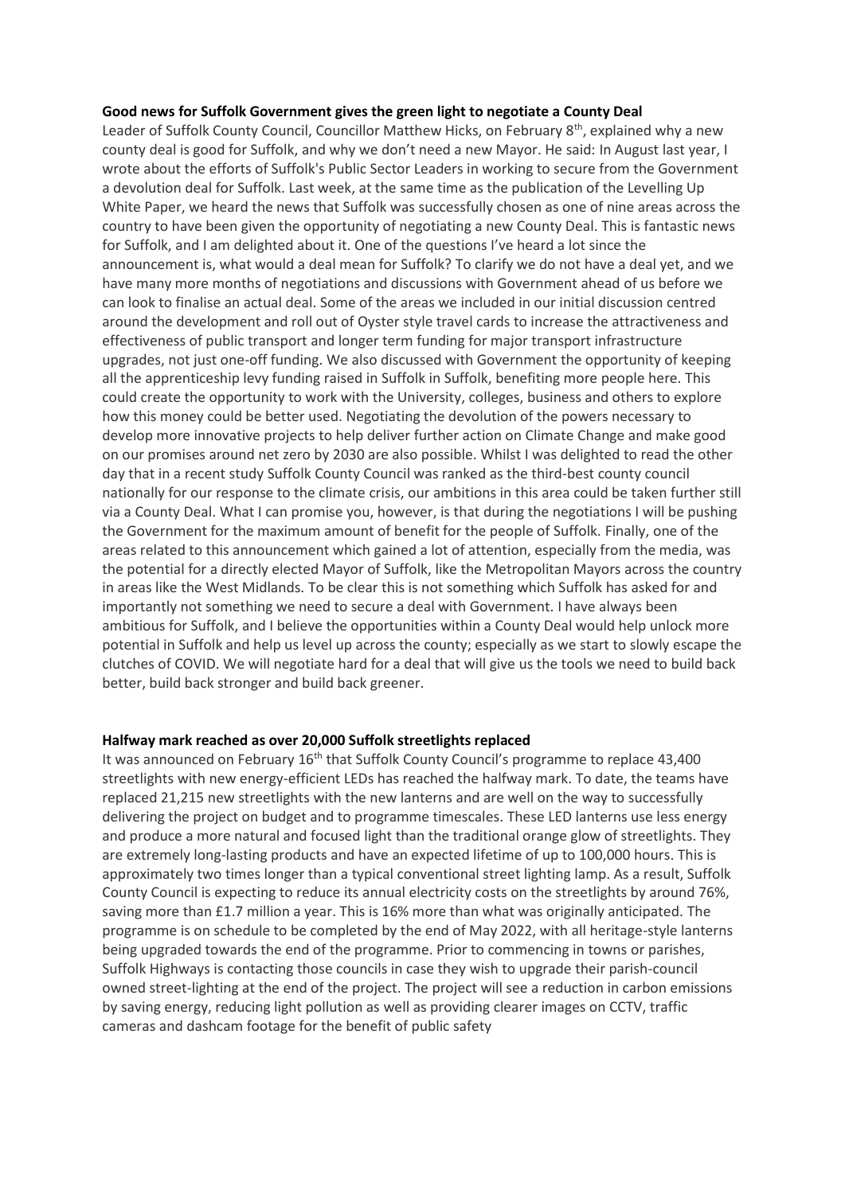**Good news for Suffolk Government gives the green light to negotiate a County Deal**

Leader of Suffolk County Council, Councillor Matthew Hicks, on February 8th, explained why a new county deal is good for Suffolk, and why we don't need a new Mayor. He said: In August last year, I wrote about the efforts of Suffolk's Public Sector Leaders in working to secure from the Government a devolution deal for Suffolk. Last week, at the same time as the publication of the Levelling Up White Paper, we heard the news that Suffolk was successfully chosen as one of nine areas across the country to have been given the opportunity of negotiating a new County Deal. This is fantastic news for Suffolk, and I am delighted about it. One of the questions I've heard a lot since the announcement is, what would a deal mean for Suffolk? To clarify we do not have a deal yet, and we have many more months of negotiations and discussions with Government ahead of us before we can look to finalise an actual deal. Some of the areas we included in our initial discussion centred around the development and roll out of Oyster style travel cards to increase the attractiveness and effectiveness of public transport and longer term funding for major transport infrastructure upgrades, not just one-off funding. We also discussed with Government the opportunity of keeping all the apprenticeship levy funding raised in Suffolk in Suffolk, benefiting more people here. This could create the opportunity to work with the University, colleges, business and others to explore how this money could be better used. Negotiating the devolution of the powers necessary to develop more innovative projects to help deliver further action on Climate Change and make good on our promises around net zero by 2030 are also possible. Whilst I was delighted to read the other day that in a recent study Suffolk County Council was ranked as the third-best county council nationally for our response to the climate crisis, our ambitions in this area could be taken further still via a County Deal. What I can promise you, however, is that during the negotiations I will be pushing the Government for the maximum amount of benefit for the people of Suffolk. Finally, one of the areas related to this announcement which gained a lot of attention, especially from the media, was the potential for a directly elected Mayor of Suffolk, like the Metropolitan Mayors across the country in areas like the West Midlands. To be clear this is not something which Suffolk has asked for and importantly not something we need to secure a deal with Government. I have always been ambitious for Suffolk, and I believe the opportunities within a County Deal would help unlock more potential in Suffolk and help us level up across the county; especially as we start to slowly escape the clutches of COVID. We will negotiate hard for a deal that will give us the tools we need to build back better, build back stronger and build back greener.

**Halfway mark reached as over 20,000 Suffolk streetlights replaced**

It was announced on February 16th that Suffolk County Council's programme to replace 43,400 streetlights with new energy-efficient LEDs has reached the halfway mark. To date, the teams have replaced 21,215 new streetlights with the new lanterns and are well on the way to successfully delivering the project on budget and to programme timescales. These LED lanterns use less energy and produce a more natural and focused light than the traditional orange glow of streetlights. They are extremely long-lasting products and have an expected lifetime of up to 100,000 hours. This is approximately two times longer than a typical conventional street lighting lamp. As a result, Suffolk County Council is expecting to reduce its annual electricity costs on the streetlights by around 76%, saving more than £1.7 million a year. This is 16% more than what was originally anticipated. The programme is on schedule to be completed by the end of May 2022, with all heritage-style lanterns being upgraded towards the end of the programme. Prior to commencing in towns or parishes, Suffolk Highways is contacting those councils in case they wish to upgrade their parish-council owned street-lighting at the end of the project. The project will see a reduction in carbon emissions by saving energy, reducing light pollution as well as providing clearer images on CCTV, traffic cameras and dashcam footage for the benefit of public safety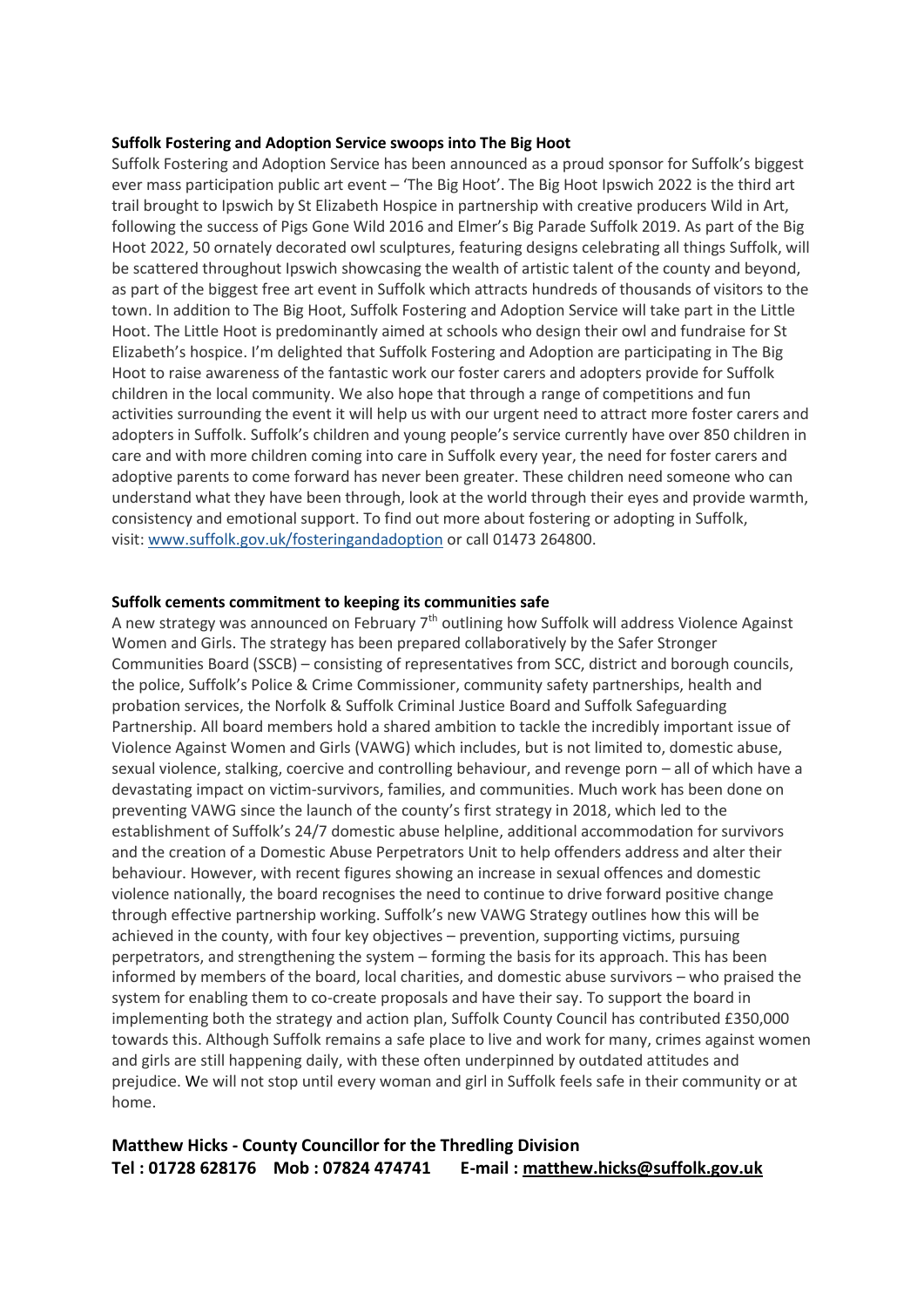**Suffolk Fostering and Adoption Service swoops into The Big Hoot**

Suffolk Fostering and Adoption Service has been announced as a proud sponsor for Suffolk's biggest ever mass participation public art event – 'The Big Hoot'. The Big Hoot Ipswich 2022 is the third art trail brought to Ipswich by St Elizabeth Hospice in partnership with creative producers Wild in Art, following the success of Pigs Gone Wild 2016 and Elmer's Big Parade Suffolk 2019. As part of the Big Hoot 2022, 50 ornately decorated owl sculptures, featuring designs celebrating all things Suffolk, will be scattered throughout Ipswich showcasing the wealth of artistic talent of the county and beyond, as part of the biggest free art event in Suffolk which attracts hundreds of thousands of visitors to the town. In addition to The Big Hoot, Suffolk Fostering and Adoption Service will take part in the Little Hoot. The Little Hoot is predominantly aimed at schools who design their owl and fundraise for St Elizabeth's hospice. I'm delighted that Suffolk Fostering and Adoption are participating in The Big Hoot to raise awareness of the fantastic work our foster carers and adopters provide for Suffolk children in the local community. We also hope that through a range of competitions and fun activities surrounding the event it will help us with our urgent need to attract more foster carers and adopters in Suffolk. Suffolk's children and young people's service currently have over 850 children in care and with more children coming into care in Suffolk every year, the need for foster carers and adoptive parents to come forward has never been greater. These children need someone who can understand what they have been through, look at the world through their eyes and provide warmth, consistency and emotional support. To find out more about fostering or adopting in Suffolk, visit: www.suffolk.gov.uk/fosteringandadoption or call 01473 264800.

**Suffolk cements commitment to keeping its communities safe**

A new strategy was announced on February 7th outlining how Suffolk will address Violence Against Women and Girls. The strategy has been prepared collaboratively by the Safer Stronger Communities Board (SSCB) – consisting of representatives from SCC, district and borough councils, the police, Suffolk's Police & Crime Commissioner, community safety partnerships, health and probation services, the Norfolk & Suffolk Criminal Justice Board and Suffolk Safeguarding Partnership. All board members hold a shared ambition to tackle the incredibly important issue of Violence Against Women and Girls (VAWG) which includes, but is not limited to, domestic abuse, sexual violence, stalking, coercive and controlling behaviour, and revenge porn – all of which have a devastating impact on victim-survivors, families, and communities. Much work has been done on preventing VAWG since the launch of the county's first strategy in 2018, which led to the establishment of Suffolk's 24/7 domestic abuse helpline, additional accommodation for survivors and the creation of a Domestic Abuse Perpetrators Unit to help offenders address and alter their behaviour. However, with recent figures showing an increase in sexual offences and domestic violence nationally, the board recognises the need to continue to drive forward positive change through effective partnership working. Suffolk's new VAWG Strategy outlines how this will be achieved in the county, with four key objectives – prevention, supporting victims, pursuing perpetrators, and strengthening the system – forming the basis for its approach. This has been informed by members of the board, local charities, and domestic abuse survivors – who praised the system for enabling them to co-create proposals and have their say. To support the board in implementing both the strategy and action plan, Suffolk County Council has contributed £350,000 towards this. Although Suffolk remains a safe place to live and work for many, crimes against women and girls are still happening daily, with these often underpinned by outdated attitudes and prejudice. We will not stop until every woman and girl in Suffolk feels safe in their community or at home.

**Matthew Hicks - County Councillor for the Thredling Division**
**Tel : 01728 628176 Mob : 07824 474741 E-mail : matthew.hicks@suffolk.gov.uk**